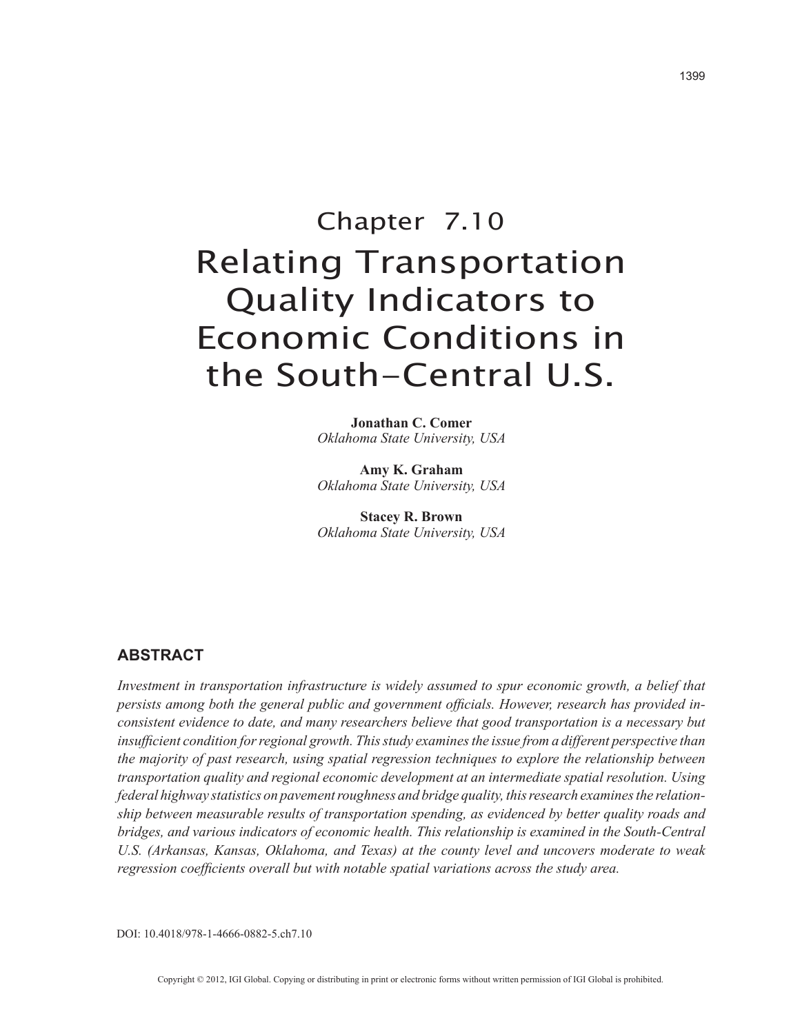# Chapter 7.10
# Relating Transportation Quality Indicators to Economic Conditions in the South-Central U.S.

**Jonathan C. Comer**
*Oklahoma State University, USA*

**Amy K. Graham**
*Oklahoma State University, USA*

**Stacey R. Brown**
*Oklahoma State University, USA*

## ABSTRACT

*Investment in transportation infrastructure is widely assumed to spur economic growth, a belief that persists among both the general public and government officials. However, research has provided inconsistent evidence to date, and many researchers believe that good transportation is a necessary but insufficient condition for regional growth. This study examines the issue from a different perspective than the majority of past research, using spatial regression techniques to explore the relationship between transportation quality and regional economic development at an intermediate spatial resolution. Using federal highway statistics on pavement roughness and bridge quality, this research examines the relationship between measurable results of transportation spending, as evidenced by better quality roads and bridges, and various indicators of economic health. This relationship is examined in the South-Central U.S. (Arkansas, Kansas, Oklahoma, and Texas) at the county level and uncovers moderate to weak regression coefficients overall but with notable spatial variations across the study area.*

DOI: 10.4018/978-1-4666-0882-5.ch7.10

Copyright © 2012, IGI Global. Copying or distributing in print or electronic forms without written permission of IGI Global is prohibited.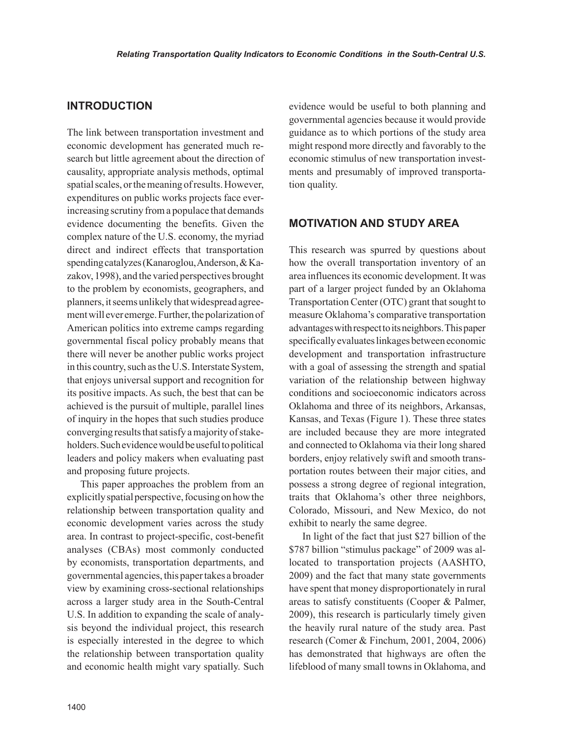## INTRODUCTION

The link between transportation investment and economic development has generated much research but little agreement about the direction of causality, appropriate analysis methods, optimal spatial scales, or the meaning of results. However, expenditures on public works projects face ever-increasing scrutiny from a populace that demands evidence documenting the benefits. Given the complex nature of the U.S. economy, the myriad direct and indirect effects that transportation spending catalyzes (Kanaroglou, Anderson, & Kazakov, 1998), and the varied perspectives brought to the problem by economists, geographers, and planners, it seems unlikely that widespread agreement will ever emerge. Further, the polarization of American politics into extreme camps regarding governmental fiscal policy probably means that there will never be another public works project in this country, such as the U.S. Interstate System, that enjoys universal support and recognition for its positive impacts. As such, the best that can be achieved is the pursuit of multiple, parallel lines of inquiry in the hopes that such studies produce converging results that satisfy a majority of stakeholders. Such evidence would be useful to political leaders and policy makers when evaluating past and proposing future projects.

This paper approaches the problem from an explicitly spatial perspective, focusing on how the relationship between transportation quality and economic development varies across the study area. In contrast to project-specific, cost-benefit analyses (CBAs) most commonly conducted by economists, transportation departments, and governmental agencies, this paper takes a broader view by examining cross-sectional relationships across a larger study area in the South-Central U.S. In addition to expanding the scale of analysis beyond the individual project, this research is especially interested in the degree to which the relationship between transportation quality and economic health might vary spatially. Such evidence would be useful to both planning and governmental agencies because it would provide guidance as to which portions of the study area might respond more directly and favorably to the economic stimulus of new transportation investments and presumably of improved transportation quality.

## MOTIVATION AND STUDY AREA

This research was spurred by questions about how the overall transportation inventory of an area influences its economic development. It was part of a larger project funded by an Oklahoma Transportation Center (OTC) grant that sought to measure Oklahoma's comparative transportation advantages with respect to its neighbors. This paper specifically evaluates linkages between economic development and transportation infrastructure with a goal of assessing the strength and spatial variation of the relationship between highway conditions and socioeconomic indicators across Oklahoma and three of its neighbors, Arkansas, Kansas, and Texas (Figure 1). These three states are included because they are more integrated and connected to Oklahoma via their long shared borders, enjoy relatively swift and smooth transportation routes between their major cities, and possess a strong degree of regional integration, traits that Oklahoma's other three neighbors, Colorado, Missouri, and New Mexico, do not exhibit to nearly the same degree.

In light of the fact that just $27 billion of the $787 billion "stimulus package" of 2009 was allocated to transportation projects (AASHTO, 2009) and the fact that many state governments have spent that money disproportionately in rural areas to satisfy constituents (Cooper & Palmer, 2009), this research is particularly timely given the heavily rural nature of the study area. Past research (Comer & Finchum, 2001, 2004, 2006) has demonstrated that highways are often the lifeblood of many small towns in Oklahoma, and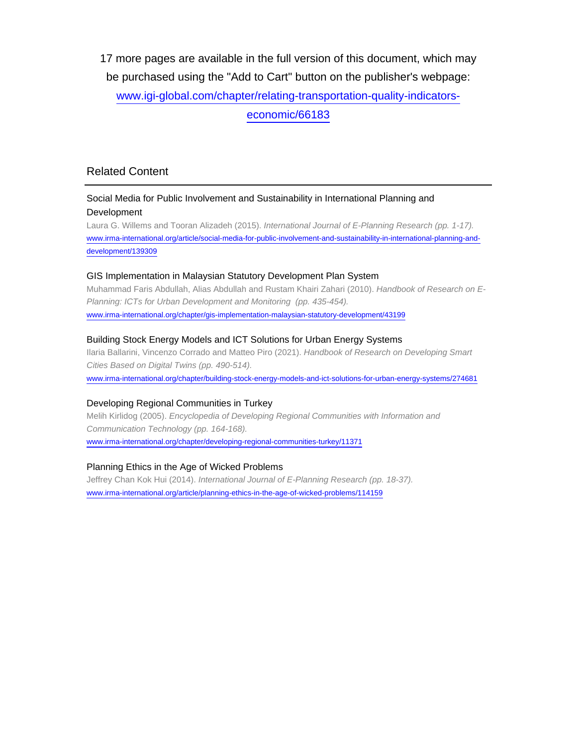17 more pages are available in the full version of this document, which may be purchased using the "Add to Cart" button on the publisher's webpage: [www.igi-global.com/chapter/relating-transportation-quality-indicators-economic/66183](http://www.igi-global.com/chapter/relating-transportation-quality-indicators-economic/66183)

## Related Content

### Social Media for Public Involvement and Sustainability in International Planning and Development

Laura G. Willems and Tooran Alizadeh (2015). *International Journal of E-Planning Research (pp. 1-17).*
[www.irma-international.org/article/social-media-for-public-involvement-and-sustainability-in-international-planning-and-development/139309](http://www.irma-international.org/article/social-media-for-public-involvement-and-sustainability-in-international-planning-and-development/139309)

### GIS Implementation in Malaysian Statutory Development Plan System

Muhammad Faris Abdullah, Alias Abdullah and Rustam Khairi Zahari (2010). *Handbook of Research on E-Planning: ICTs for Urban Development and Monitoring (pp. 435-454).*
[www.irma-international.org/chapter/gis-implementation-malaysian-statutory-development/43199](http://www.irma-international.org/chapter/gis-implementation-malaysian-statutory-development/43199)

### Building Stock Energy Models and ICT Solutions for Urban Energy Systems

Ilaria Ballarini, Vincenzo Corrado and Matteo Piro (2021). *Handbook of Research on Developing Smart Cities Based on Digital Twins (pp. 490-514).*
[www.irma-international.org/chapter/building-stock-energy-models-and-ict-solutions-for-urban-energy-systems/274681](http://www.irma-international.org/chapter/building-stock-energy-models-and-ict-solutions-for-urban-energy-systems/274681)

### Developing Regional Communities in Turkey

Melih Kirlidog (2005). *Encyclopedia of Developing Regional Communities with Information and Communication Technology (pp. 164-168).*
[www.irma-international.org/chapter/developing-regional-communities-turkey/11371](http://www.irma-international.org/chapter/developing-regional-communities-turkey/11371)

### Planning Ethics in the Age of Wicked Problems

Jeffrey Chan Kok Hui (2014). *International Journal of E-Planning Research (pp. 18-37).*
[www.irma-international.org/article/planning-ethics-in-the-age-of-wicked-problems/114159](http://www.irma-international.org/article/planning-ethics-in-the-age-of-wicked-problems/114159)